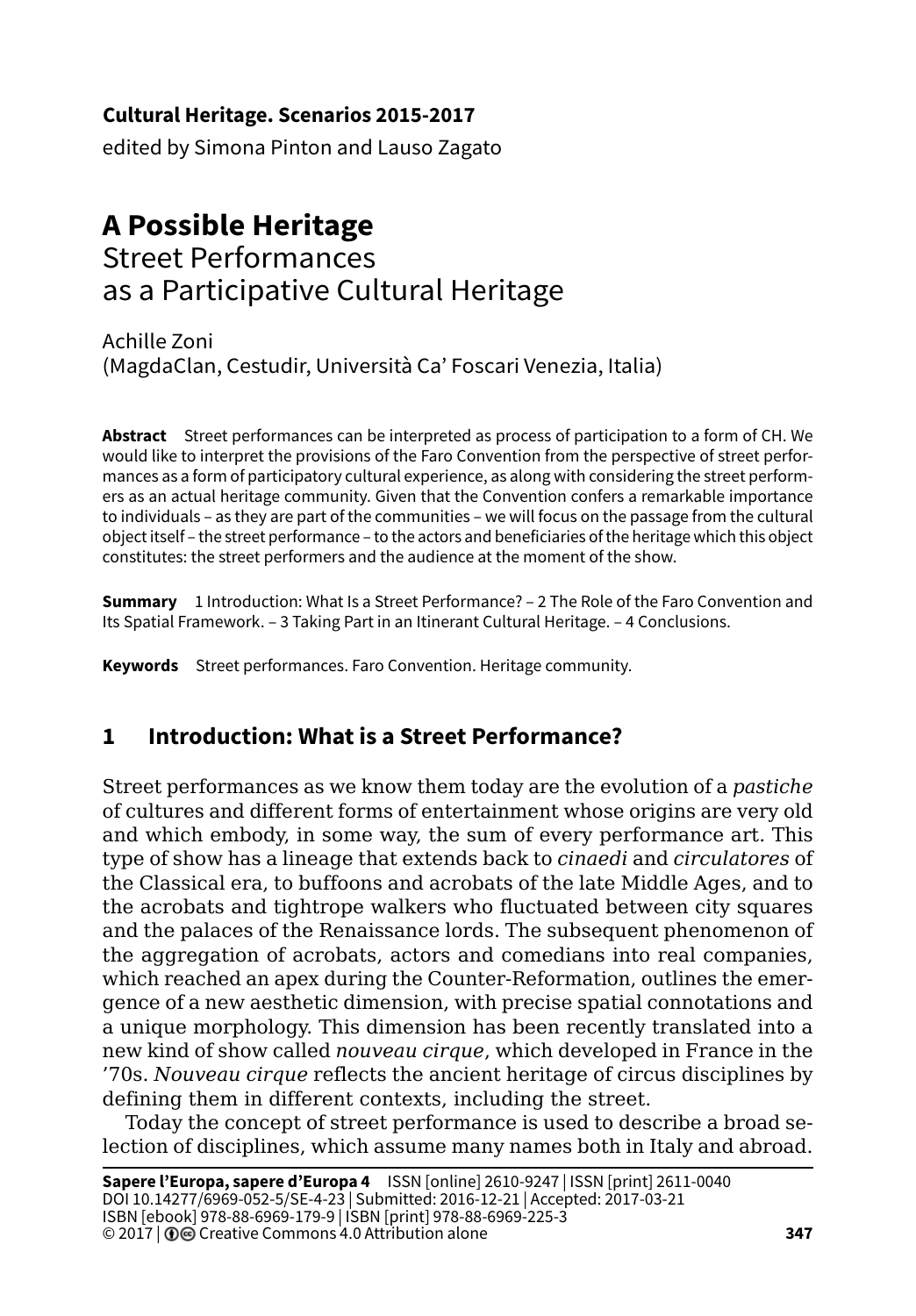**Cultural Heritage. Scenarios 2015-2017**

edited by Simona Pinton and Lauso Zagato

# A Possible Heritage
## Street Performances as a Participative Cultural Heritage

Achille Zoni
(MagdaClan, Cestudir, Università Ca' Foscari Venezia, Italia)

**Abstract** Street performances can be interpreted as process of participation to a form of CH. We would like to interpret the provisions of the Faro Convention from the perspective of street performances as a form of participatory cultural experience, as along with considering the street performers as an actual heritage community. Given that the Convention confers a remarkable importance to individuals – as they are part of the communities – we will focus on the passage from the cultural object itself – the street performance – to the actors and beneficiaries of the heritage which this object constitutes: the street performers and the audience at the moment of the show.

**Summary** 1 Introduction: What Is a Street Performance? – 2 The Role of the Faro Convention and Its Spatial Framework. – 3 Taking Part in an Itinerant Cultural Heritage. – 4 Conclusions.

**Keywords** Street performances. Faro Convention. Heritage community.

## 1 Introduction: What is a Street Performance?

Street performances as we know them today are the evolution of a *pastiche* of cultures and different forms of entertainment whose origins are very old and which embody, in some way, the sum of every performance art. This type of show has a lineage that extends back to *cinaedi* and *circulatores* of the Classical era, to buffoons and acrobats of the late Middle Ages, and to the acrobats and tightrope walkers who fluctuated between city squares and the palaces of the Renaissance lords. The subsequent phenomenon of the aggregation of acrobats, actors and comedians into real companies, which reached an apex during the Counter-Reformation, outlines the emergence of a new aesthetic dimension, with precise spatial connotations and a unique morphology. This dimension has been recently translated into a new kind of show called *nouveau cirque*, which developed in France in the '70s. *Nouveau cirque* reflects the ancient heritage of circus disciplines by defining them in different contexts, including the street.

Today the concept of street performance is used to describe a broad selection of disciplines, which assume many names both in Italy and abroad.

**Sapere l'Europa, sapere d'Europa 4** ISSN [online] 2610-9247 | ISSN [print] 2611-0040
DOI 10.14277/6969-052-5/SE-4-23 | Submitted: 2016-12-21 | Accepted: 2017-03-21
ISBN [ebook] 978-88-6969-179-9 | ISBN [print] 978-88-6969-225-3
© 2017 | Creative Commons 4.0 Attribution alone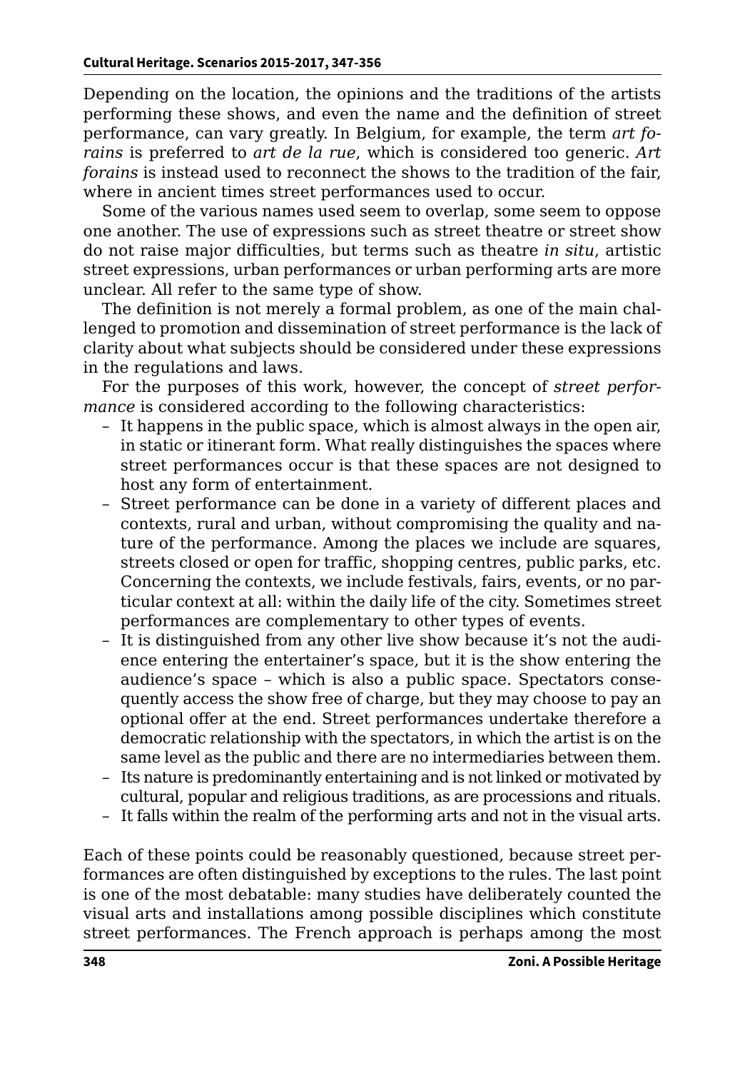Depending on the location, the opinions and the traditions of the artists performing these shows, and even the name and the definition of street performance, can vary greatly. In Belgium, for example, the term *art forains* is preferred to *art de la rue*, which is considered too generic. *Art forains* is instead used to reconnect the shows to the tradition of the fair, where in ancient times street performances used to occur.

Some of the various names used seem to overlap, some seem to oppose one another. The use of expressions such as street theatre or street show do not raise major difficulties, but terms such as theatre *in situ*, artistic street expressions, urban performances or urban performing arts are more unclear. All refer to the same type of show.

The definition is not merely a formal problem, as one of the main challenged to promotion and dissemination of street performance is the lack of clarity about what subjects should be considered under these expressions in the regulations and laws.

For the purposes of this work, however, the concept of *street performance* is considered according to the following characteristics:

- It happens in the public space, which is almost always in the open air, in static or itinerant form. What really distinguishes the spaces where street performances occur is that these spaces are not designed to host any form of entertainment.
- Street performance can be done in a variety of different places and contexts, rural and urban, without compromising the quality and nature of the performance. Among the places we include are squares, streets closed or open for traffic, shopping centres, public parks, etc. Concerning the contexts, we include festivals, fairs, events, or no particular context at all: within the daily life of the city. Sometimes street performances are complementary to other types of events.
- It is distinguished from any other live show because it's not the audience entering the entertainer's space, but it is the show entering the audience's space – which is also a public space. Spectators consequently access the show free of charge, but they may choose to pay an optional offer at the end. Street performances undertake therefore a democratic relationship with the spectators, in which the artist is on the same level as the public and there are no intermediaries between them.
- Its nature is predominantly entertaining and is not linked or motivated by cultural, popular and religious traditions, as are processions and rituals.
- It falls within the realm of the performing arts and not in the visual arts.

Each of these points could be reasonably questioned, because street performances are often distinguished by exceptions to the rules. The last point is one of the most debatable: many studies have deliberately counted the visual arts and installations among possible disciplines which constitute street performances. The French approach is perhaps among the most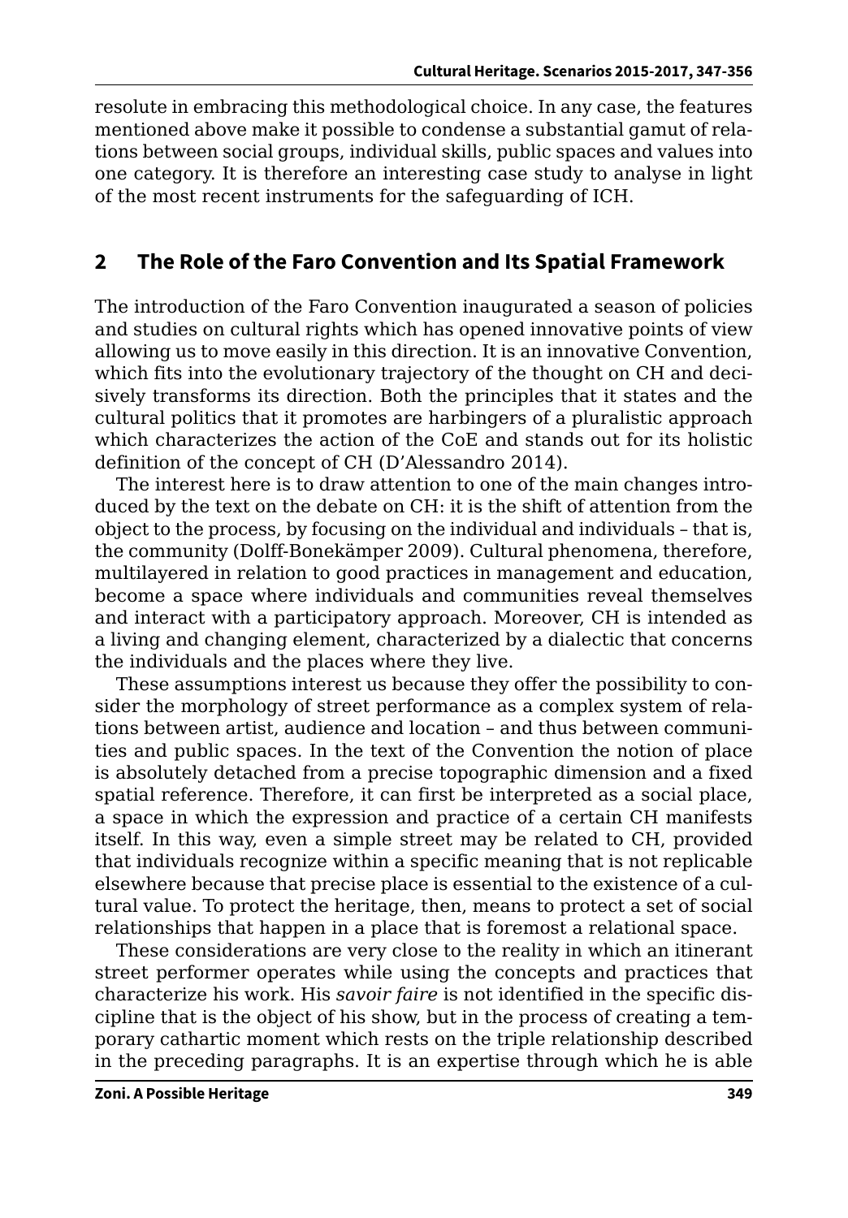resolute in embracing this methodological choice. In any case, the features mentioned above make it possible to condense a substantial gamut of relations between social groups, individual skills, public spaces and values into one category. It is therefore an interesting case study to analyse in light of the most recent instruments for the safeguarding of ICH.

## 2 The Role of the Faro Convention and Its Spatial Framework

The introduction of the Faro Convention inaugurated a season of policies and studies on cultural rights which has opened innovative points of view allowing us to move easily in this direction. It is an innovative Convention, which fits into the evolutionary trajectory of the thought on CH and decisively transforms its direction. Both the principles that it states and the cultural politics that it promotes are harbingers of a pluralistic approach which characterizes the action of the CoE and stands out for its holistic definition of the concept of CH (D'Alessandro 2014).

The interest here is to draw attention to one of the main changes introduced by the text on the debate on CH: it is the shift of attention from the object to the process, by focusing on the individual and individuals – that is, the community (Dolff-Bonekämper 2009). Cultural phenomena, therefore, multilayered in relation to good practices in management and education, become a space where individuals and communities reveal themselves and interact with a participatory approach. Moreover, CH is intended as a living and changing element, characterized by a dialectic that concerns the individuals and the places where they live.

These assumptions interest us because they offer the possibility to consider the morphology of street performance as a complex system of relations between artist, audience and location – and thus between communities and public spaces. In the text of the Convention the notion of place is absolutely detached from a precise topographic dimension and a fixed spatial reference. Therefore, it can first be interpreted as a social place, a space in which the expression and practice of a certain CH manifests itself. In this way, even a simple street may be related to CH, provided that individuals recognize within a specific meaning that is not replicable elsewhere because that precise place is essential to the existence of a cultural value. To protect the heritage, then, means to protect a set of social relationships that happen in a place that is foremost a relational space.

These considerations are very close to the reality in which an itinerant street performer operates while using the concepts and practices that characterize his work. His *savoir faire* is not identified in the specific discipline that is the object of his show, but in the process of creating a temporary cathartic moment which rests on the triple relationship described in the preceding paragraphs. It is an expertise through which he is able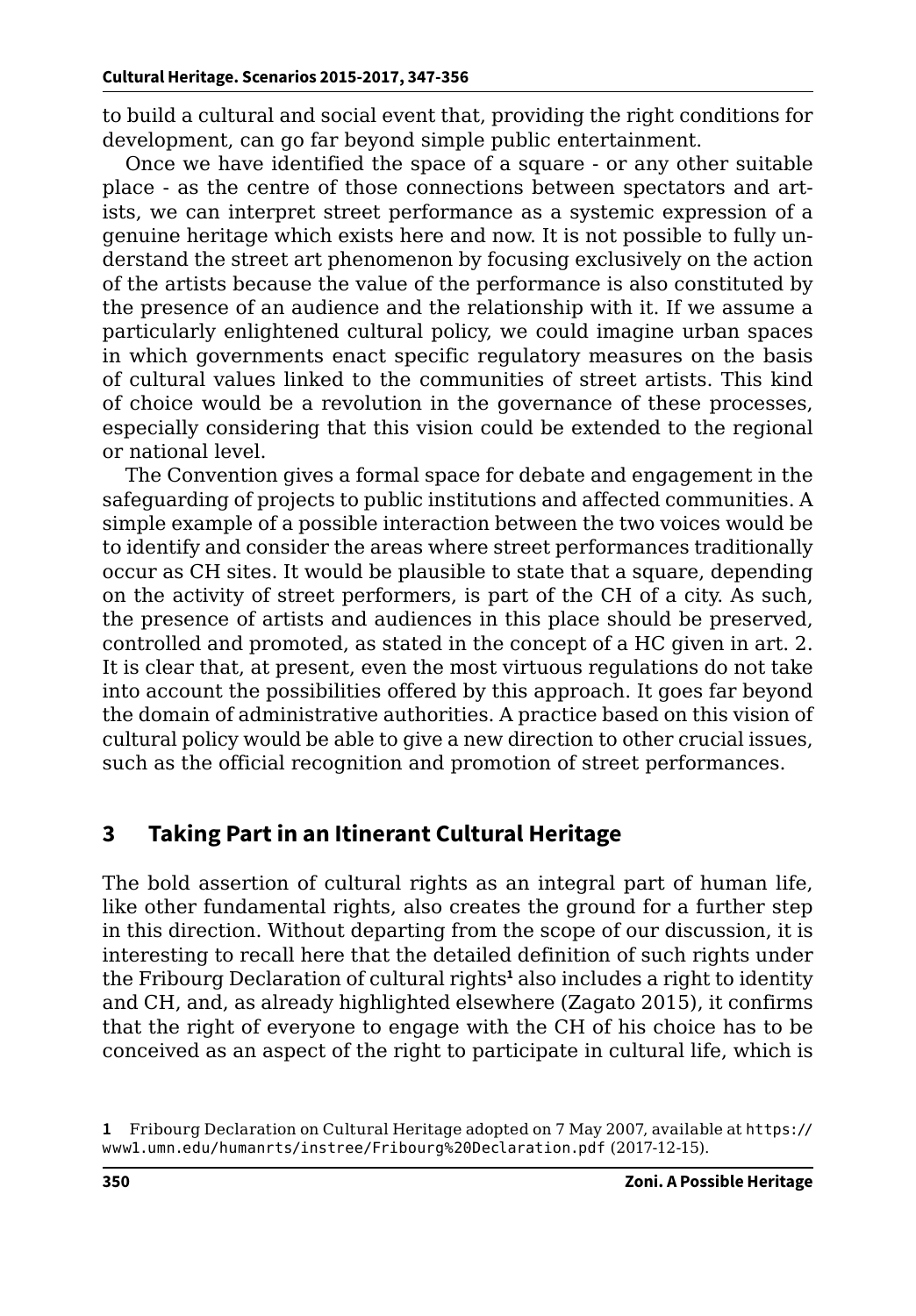to build a cultural and social event that, providing the right conditions for development, can go far beyond simple public entertainment.

Once we have identified the space of a square - or any other suitable place - as the centre of those connections between spectators and artists, we can interpret street performance as a systemic expression of a genuine heritage which exists here and now. It is not possible to fully understand the street art phenomenon by focusing exclusively on the action of the artists because the value of the performance is also constituted by the presence of an audience and the relationship with it. If we assume a particularly enlightened cultural policy, we could imagine urban spaces in which governments enact specific regulatory measures on the basis of cultural values linked to the communities of street artists. This kind of choice would be a revolution in the governance of these processes, especially considering that this vision could be extended to the regional or national level.

The Convention gives a formal space for debate and engagement in the safeguarding of projects to public institutions and affected communities. A simple example of a possible interaction between the two voices would be to identify and consider the areas where street performances traditionally occur as CH sites. It would be plausible to state that a square, depending on the activity of street performers, is part of the CH of a city. As such, the presence of artists and audiences in this place should be preserved, controlled and promoted, as stated in the concept of a HC given in art. 2. It is clear that, at present, even the most virtuous regulations do not take into account the possibilities offered by this approach. It goes far beyond the domain of administrative authorities. A practice based on this vision of cultural policy would be able to give a new direction to other crucial issues, such as the official recognition and promotion of street performances.

## 3 Taking Part in an Itinerant Cultural Heritage

The bold assertion of cultural rights as an integral part of human life, like other fundamental rights, also creates the ground for a further step in this direction. Without departing from the scope of our discussion, it is interesting to recall here that the detailed definition of such rights under the Fribourg Declaration of cultural rights[1] also includes a right to identity and CH, and, as already highlighted elsewhere (Zagato 2015), it confirms that the right of everyone to engage with the CH of his choice has to be conceived as an aspect of the right to participate in cultural life, which is

---

[1] Fribourg Declaration on Cultural Heritage adopted on 7 May 2007, available at https://www1.umn.edu/humanrts/instree/Fribourg%20Declaration.pdf (2017-12-15).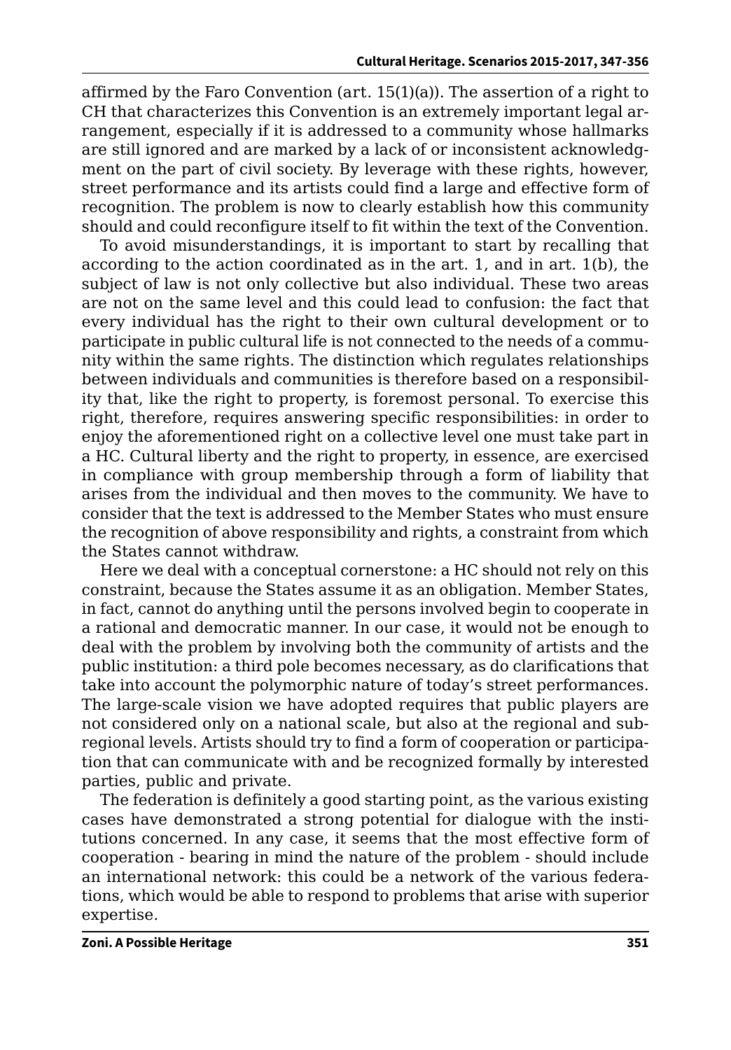affirmed by the Faro Convention (art. 15(1)(a)). The assertion of a right to CH that characterizes this Convention is an extremely important legal arrangement, especially if it is addressed to a community whose hallmarks are still ignored and are marked by a lack of or inconsistent acknowledgment on the part of civil society. By leverage with these rights, however, street performance and its artists could find a large and effective form of recognition. The problem is now to clearly establish how this community should and could reconfigure itself to fit within the text of the Convention.

To avoid misunderstandings, it is important to start by recalling that according to the action coordinated as in the art. 1, and in art. 1(b), the subject of law is not only collective but also individual. These two areas are not on the same level and this could lead to confusion: the fact that every individual has the right to their own cultural development or to participate in public cultural life is not connected to the needs of a community within the same rights. The distinction which regulates relationships between individuals and communities is therefore based on a responsibility that, like the right to property, is foremost personal. To exercise this right, therefore, requires answering specific responsibilities: in order to enjoy the aforementioned right on a collective level one must take part in a HC. Cultural liberty and the right to property, in essence, are exercised in compliance with group membership through a form of liability that arises from the individual and then moves to the community. We have to consider that the text is addressed to the Member States who must ensure the recognition of above responsibility and rights, a constraint from which the States cannot withdraw.

Here we deal with a conceptual cornerstone: a HC should not rely on this constraint, because the States assume it as an obligation. Member States, in fact, cannot do anything until the persons involved begin to cooperate in a rational and democratic manner. In our case, it would not be enough to deal with the problem by involving both the community of artists and the public institution: a third pole becomes necessary, as do clarifications that take into account the polymorphic nature of today's street performances. The large-scale vision we have adopted requires that public players are not considered only on a national scale, but also at the regional and subregional levels. Artists should try to find a form of cooperation or participation that can communicate with and be recognized formally by interested parties, public and private.

The federation is definitely a good starting point, as the various existing cases have demonstrated a strong potential for dialogue with the institutions concerned. In any case, it seems that the most effective form of cooperation - bearing in mind the nature of the problem - should include an international network: this could be a network of the various federations, which would be able to respond to problems that arise with superior expertise.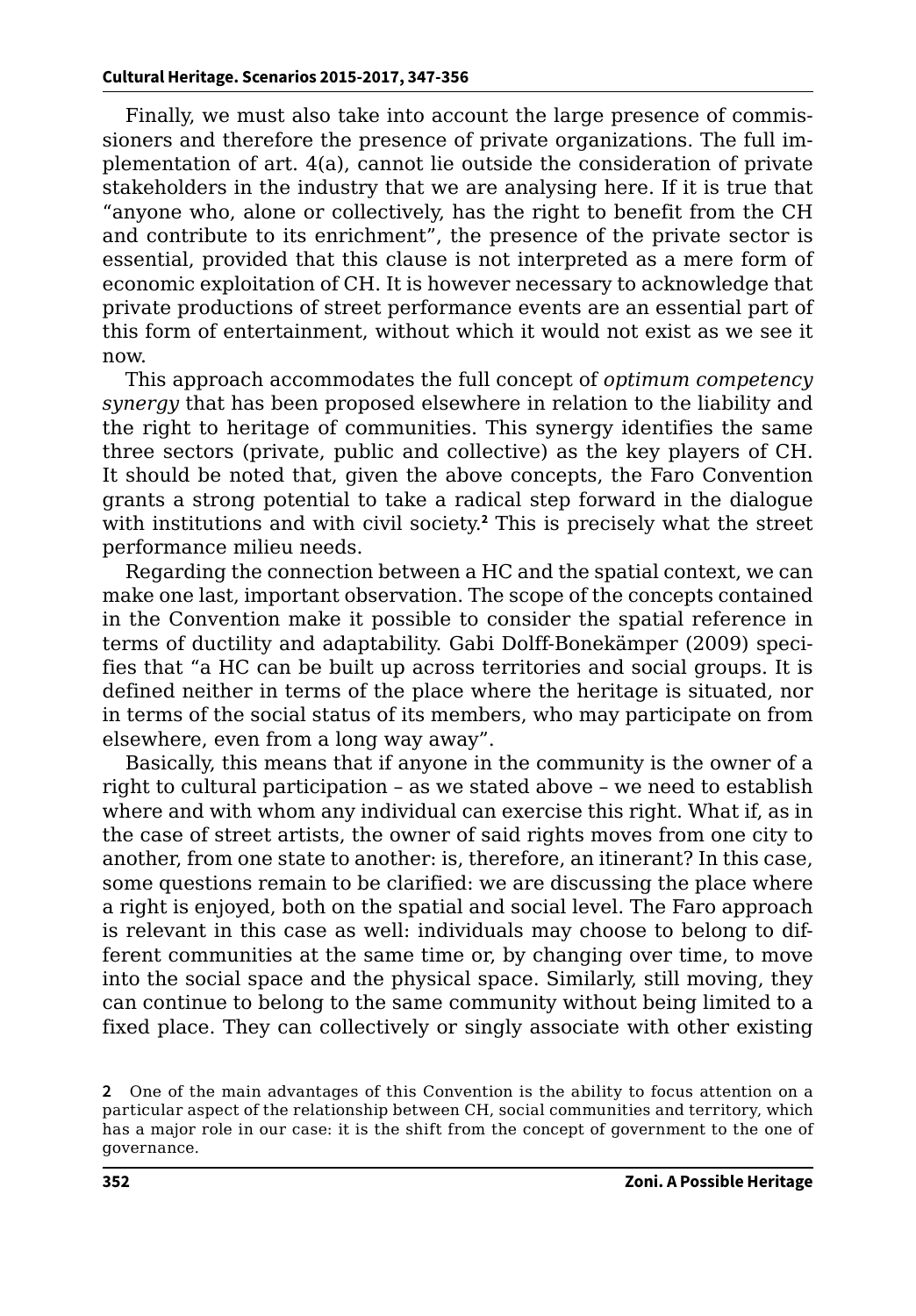Finally, we must also take into account the large presence of commissioners and therefore the presence of private organizations. The full implementation of art. 4(a), cannot lie outside the consideration of private stakeholders in the industry that we are analysing here. If it is true that "anyone who, alone or collectively, has the right to benefit from the CH and contribute to its enrichment", the presence of the private sector is essential, provided that this clause is not interpreted as a mere form of economic exploitation of CH. It is however necessary to acknowledge that private productions of street performance events are an essential part of this form of entertainment, without which it would not exist as we see it now.

This approach accommodates the full concept of *optimum competency synergy* that has been proposed elsewhere in relation to the liability and the right to heritage of communities. This synergy identifies the same three sectors (private, public and collective) as the key players of CH. It should be noted that, given the above concepts, the Faro Convention grants a strong potential to take a radical step forward in the dialogue with institutions and with civil society.[2] This is precisely what the street performance milieu needs.

Regarding the connection between a HC and the spatial context, we can make one last, important observation. The scope of the concepts contained in the Convention make it possible to consider the spatial reference in terms of ductility and adaptability. Gabi Dolff-Bonekämper (2009) specifies that "a HC can be built up across territories and social groups. It is defined neither in terms of the place where the heritage is situated, nor in terms of the social status of its members, who may participate on from elsewhere, even from a long way away".

Basically, this means that if anyone in the community is the owner of a right to cultural participation – as we stated above – we need to establish where and with whom any individual can exercise this right. What if, as in the case of street artists, the owner of said rights moves from one city to another, from one state to another: is, therefore, an itinerant? In this case, some questions remain to be clarified: we are discussing the place where a right is enjoyed, both on the spatial and social level. The Faro approach is relevant in this case as well: individuals may choose to belong to different communities at the same time or, by changing over time, to move into the social space and the physical space. Similarly, still moving, they can continue to belong to the same community without being limited to a fixed place. They can collectively or singly associate with other existing

2 One of the main advantages of this Convention is the ability to focus attention on a particular aspect of the relationship between CH, social communities and territory, which has a major role in our case: it is the shift from the concept of government to the one of governance.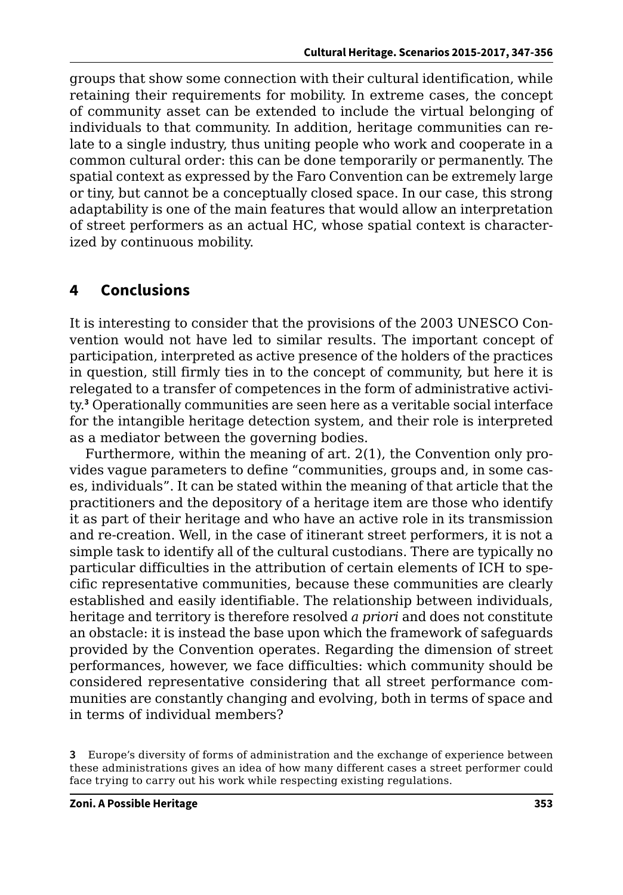groups that show some connection with their cultural identification, while retaining their requirements for mobility. In extreme cases, the concept of community asset can be extended to include the virtual belonging of individuals to that community. In addition, heritage communities can relate to a single industry, thus uniting people who work and cooperate in a common cultural order: this can be done temporarily or permanently. The spatial context as expressed by the Faro Convention can be extremely large or tiny, but cannot be a conceptually closed space. In our case, this strong adaptability is one of the main features that would allow an interpretation of street performers as an actual HC, whose spatial context is characterized by continuous mobility.

## 4 Conclusions

It is interesting to consider that the provisions of the 2003 UNESCO Convention would not have led to similar results. The important concept of participation, interpreted as active presence of the holders of the practices in question, still firmly ties in to the concept of community, but here it is relegated to a transfer of competences in the form of administrative activity.[3] Operationally communities are seen here as a veritable social interface for the intangible heritage detection system, and their role is interpreted as a mediator between the governing bodies.

Furthermore, within the meaning of art. 2(1), the Convention only provides vague parameters to define "communities, groups and, in some cases, individuals". It can be stated within the meaning of that article that the practitioners and the depository of a heritage item are those who identify it as part of their heritage and who have an active role in its transmission and re-creation. Well, in the case of itinerant street performers, it is not a simple task to identify all of the cultural custodians. There are typically no particular difficulties in the attribution of certain elements of ICH to specific representative communities, because these communities are clearly established and easily identifiable. The relationship between individuals, heritage and territory is therefore resolved *a priori* and does not constitute an obstacle: it is instead the base upon which the framework of safeguards provided by the Convention operates. Regarding the dimension of street performances, however, we face difficulties: which community should be considered representative considering that all street performance communities are constantly changing and evolving, both in terms of space and in terms of individual members?

**3** Europe's diversity of forms of administration and the exchange of experience between these administrations gives an idea of how many different cases a street performer could face trying to carry out his work while respecting existing regulations.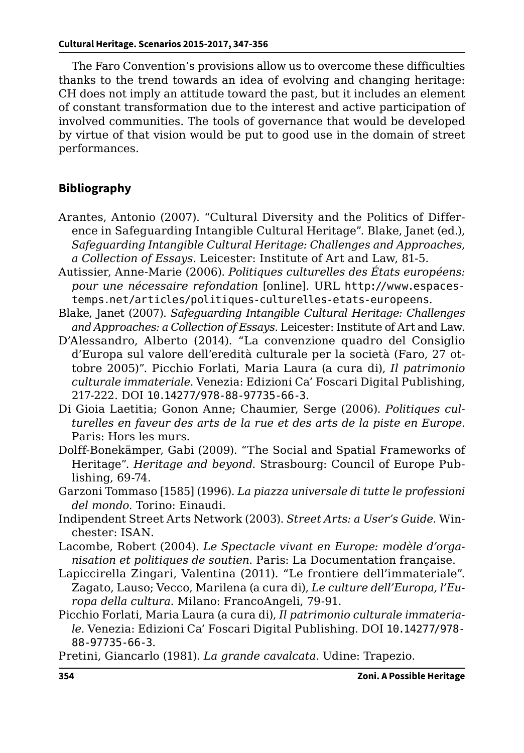The Faro Convention's provisions allow us to overcome these difficulties thanks to the trend towards an idea of evolving and changing heritage: CH does not imply an attitude toward the past, but it includes an element of constant transformation due to the interest and active participation of involved communities. The tools of governance that would be developed by virtue of that vision would be put to good use in the domain of street performances.

## Bibliography

Arantes, Antonio (2007). "Cultural Diversity and the Politics of Difference in Safeguarding Intangible Cultural Heritage". Blake, Janet (ed.), *Safeguarding Intangible Cultural Heritage: Challenges and Approaches, a Collection of Essays*. Leicester: Institute of Art and Law, 81-5.

Autissier, Anne-Marie (2006). *Politiques culturelles des États européens: pour une nécessaire refondation* [online]. URL http://www.espacestemps.net/articles/politiques-culturelles-etats-europeens.

Blake, Janet (2007). *Safeguarding Intangible Cultural Heritage: Challenges and Approaches: a Collection of Essays*. Leicester: Institute of Art and Law.

D'Alessandro, Alberto (2014). "La convenzione quadro del Consiglio d'Europa sul valore dell'eredità culturale per la società (Faro, 27 ottobre 2005)". Picchio Forlati, Maria Laura (a cura di), *Il patrimonio culturale immateriale*. Venezia: Edizioni Ca' Foscari Digital Publishing, 217-222. DOI 10.14277/978-88-97735-66-3.

Di Gioia Laetitia; Gonon Anne; Chaumier, Serge (2006). *Politiques culturelles en faveur des arts de la rue et des arts de la piste en Europe*. Paris: Hors les murs.

Dolff-Bonekämper, Gabi (2009). "The Social and Spatial Frameworks of Heritage". *Heritage and beyond*. Strasbourg: Council of Europe Publishing, 69-74.

Garzoni Tommaso [1585] (1996). *La piazza universale di tutte le professioni del mondo*. Torino: Einaudi.

Indipendent Street Arts Network (2003). *Street Arts: a User's Guide*. Winchester: ISAN.

Lacombe, Robert (2004). *Le Spectacle vivant en Europe: modèle d'organisation et politiques de soutien*. Paris: La Documentation française.

Lapiccirella Zingari, Valentina (2011). "Le frontiere dell'immateriale". Zagato, Lauso; Vecco, Marilena (a cura di), *Le culture dell'Europa, l'Europa della cultura*. Milano: FrancoAngeli, 79-91.

Picchio Forlati, Maria Laura (a cura di), *Il patrimonio culturale immateriale*. Venezia: Edizioni Ca' Foscari Digital Publishing. DOI 10.14277/978-88-97735-66-3.

Pretini, Giancarlo (1981). *La grande cavalcata*. Udine: Trapezio.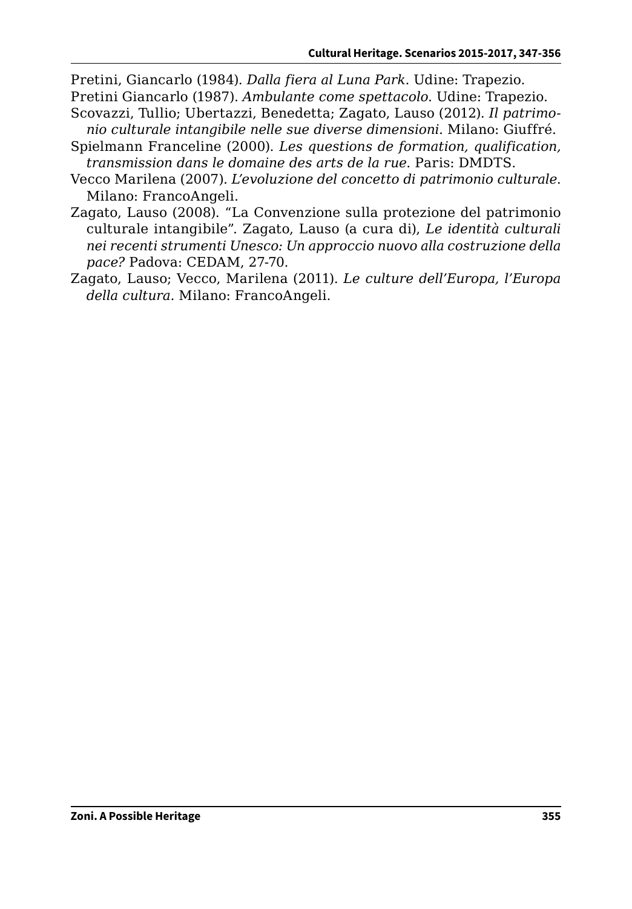Pretini, Giancarlo (1984). *Dalla fiera al Luna Park*. Udine: Trapezio.

Pretini Giancarlo (1987). *Ambulante come spettacolo*. Udine: Trapezio.

Scovazzi, Tullio; Ubertazzi, Benedetta; Zagato, Lauso (2012). *Il patrimonio culturale intangibile nelle sue diverse dimensioni*. Milano: Giuffré.

Spielmann Franceline (2000). *Les questions de formation, qualification, transmission dans le domaine des arts de la rue*. Paris: DMDTS.

Vecco Marilena (2007). *L'evoluzione del concetto di patrimonio culturale*. Milano: FrancoAngeli.

Zagato, Lauso (2008). "La Convenzione sulla protezione del patrimonio culturale intangibile". Zagato, Lauso (a cura di), *Le identità culturali nei recenti strumenti Unesco: Un approccio nuovo alla costruzione della pace?* Padova: CEDAM, 27-70.

Zagato, Lauso; Vecco, Marilena (2011). *Le culture dell'Europa, l'Europa della cultura*. Milano: FrancoAngeli.